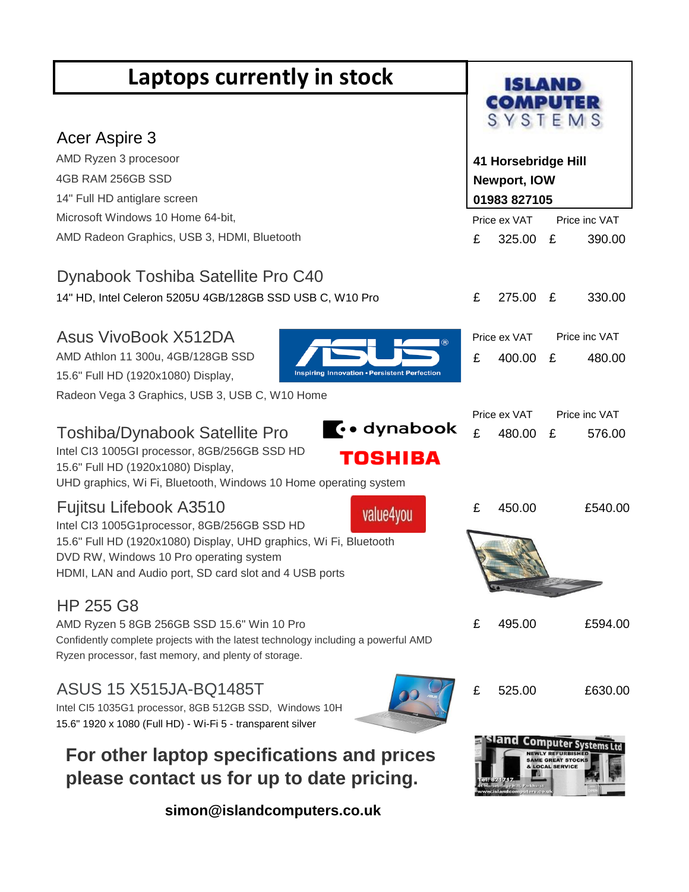# Laptops currently in stock

**ISLAND COMPUTER SYSTEMS**

**41 Horsebridge Hill**
**Newport, IOW**
**01983 827105**

## Acer Aspire 3

AMD Ryzen 3 procesoor
4GB RAM 256GB SSD
14" Full HD antiglare screen
Microsoft Windows 10 Home 64-bit,
AMD Radeon Graphics, USB 3, HDMI, Bluetooth

| Price ex VAT | Price inc VAT |
|---|---|
| £ 325.00 | £ 390.00 |

## Dynabook Toshiba Satellite Pro C40

14" HD, Intel Celeron 5205U 4GB/128GB SSD USB C, W10 Pro

| Price ex VAT | Price inc VAT |
|---|---|
| £ 275.00 | £ 330.00 |

## Asus VivoBook X512DA

AMD Athlon 11 300u, 4GB/128GB SSD
15.6" Full HD (1920x1080) Display,
Radeon Vega 3 Graphics, USB 3, USB C, W10 Home

| Price ex VAT | Price inc VAT |
|---|---|
| £ 400.00 | £ 480.00 |

## Toshiba/Dynabook Satellite Pro

Intel CI3 1005GI processor, 8GB/256GB SSD HD
15.6" Full HD (1920x1080) Display,
UHD graphics, Wi Fi, Bluetooth, Windows 10 Home operating system

| Price ex VAT | Price inc VAT |
|---|---|
| £ 480.00 | £ 576.00 |

## Fujitsu Lifebook A3510

Intel CI3 1005G1processor, 8GB/256GB SSD HD
15.6" Full HD (1920x1080) Display, UHD graphics, Wi Fi, Bluetooth
DVD RW, Windows 10 Pro operating system
HDMI, LAN and Audio port, SD card slot and 4 USB ports

| Price ex VAT | Price inc VAT |
|---|---|
| £ 450.00 | £540.00 |

## HP 255 G8

AMD Ryzen 5 8GB 256GB SSD 15.6" Win 10 Pro
Confidently complete projects with the latest technology including a powerful AMD Ryzen processor, fast memory, and plenty of storage.

| Price ex VAT | Price inc VAT |
|---|---|
| £ 495.00 | £594.00 |

## ASUS 15 X515JA-BQ1485T

Intel CI5 1035G1 processor, 8GB 512GB SSD, Windows 10H
15.6" 1920 x 1080 (Full HD) - Wi-Fi 5 - transparent silver

| Price ex VAT | Price inc VAT |
|---|---|
| £ 525.00 | £630.00 |

**For other laptop specifications and prices please contact us for up to date pricing.**

**simon@islandcomputers.co.uk**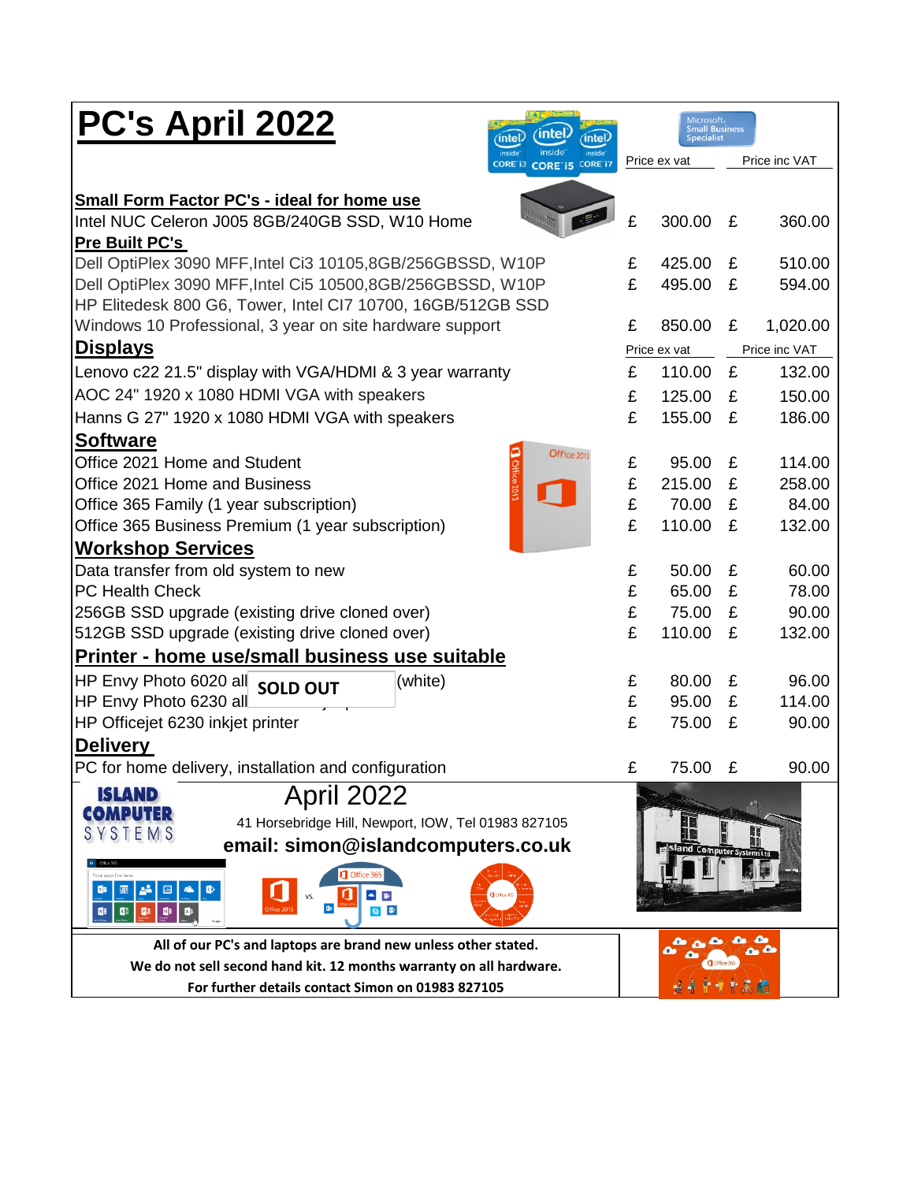# PC's April 2022

| | Price ex vat | Price inc VAT |
|---|---|---|
| **Small Form Factor PC's - ideal for home use** | | |
| Intel NUC Celeron J005 8GB/240GB SSD, W10 Home | £ 300.00 | £ 360.00 |
| **Pre Built PC's** | | |
| Dell OptiPlex 3090 MFF,Intel Ci3 10105,8GB/256GBSSD, W10P | £ 425.00 | £ 510.00 |
| Dell OptiPlex 3090 MFF,Intel Ci5 10500,8GB/256GBSSD, W10P | £ 495.00 | £ 594.00 |
| HP Elitedesk 800 G6, Tower, Intel CI7 10700, 16GB/512GB SSD Windows 10 Professional, 3 year on site hardware support | £ 850.00 | £ 1,020.00 |
| **Displays** | Price ex vat | Price inc VAT |
| Lenovo c22 21.5" display with VGA/HDMI & 3 year warranty | £ 110.00 | £ 132.00 |
| AOC 24" 1920 x 1080 HDMI VGA with speakers | £ 125.00 | £ 150.00 |
| Hanns G 27" 1920 x 1080 HDMI VGA with speakers | £ 155.00 | £ 186.00 |
| **Software** | | |
| Office 2021 Home and Student | £ 95.00 | £ 114.00 |
| Office 2021 Home and Business | £ 215.00 | £ 258.00 |
| Office 365 Family (1 year subscription) | £ 70.00 | £ 84.00 |
| Office 365 Business Premium (1 year subscription) | £ 110.00 | £ 132.00 |
| **Workshop Services** | | |
| Data transfer from old system to new | £ 50.00 | £ 60.00 |
| PC Health Check | £ 65.00 | £ 78.00 |
| 256GB SSD upgrade (existing drive cloned over) | £ 75.00 | £ 90.00 |
| 512GB SSD upgrade (existing drive cloned over) | £ 110.00 | £ 132.00 |
| **Printer - home use/small business use suitable** | | |
| HP Envy Photo 6020 all SOLD OUT (white) | £ 80.00 | £ 96.00 |
| HP Envy Photo 6230 all | £ 95.00 | £ 114.00 |
| HP Officejet 6230 inkjet printer | £ 75.00 | £ 90.00 |
| **Delivery** | | |
| PC for home delivery, installation and configuration | £ 75.00 | £ 90.00 |

ISLAND COMPUTER SYSTEMS

## April 2022

41 Horsebridge Hill, Newport, IOW, Tel 01983 827105

**email: simon@islandcomputers.co.uk**

**All of our PC's and laptops are brand new unless other stated.**
**We do not sell second hand kit. 12 months warranty on all hardware.**
**For further details contact Simon on 01983 827105**